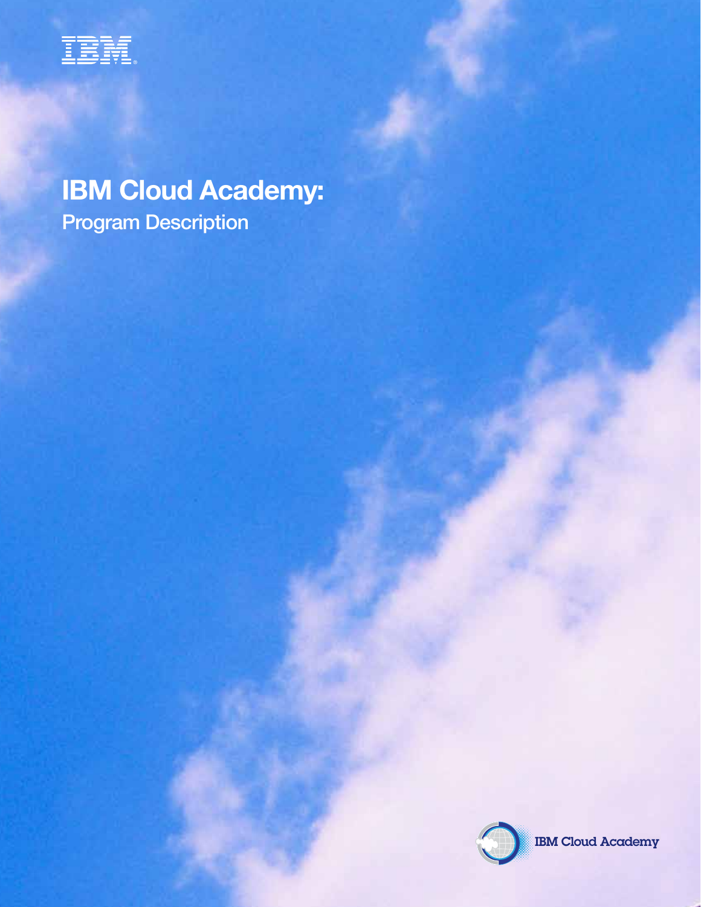# IBM Cloud Academy:

## Program Description

IBM Cloud Academy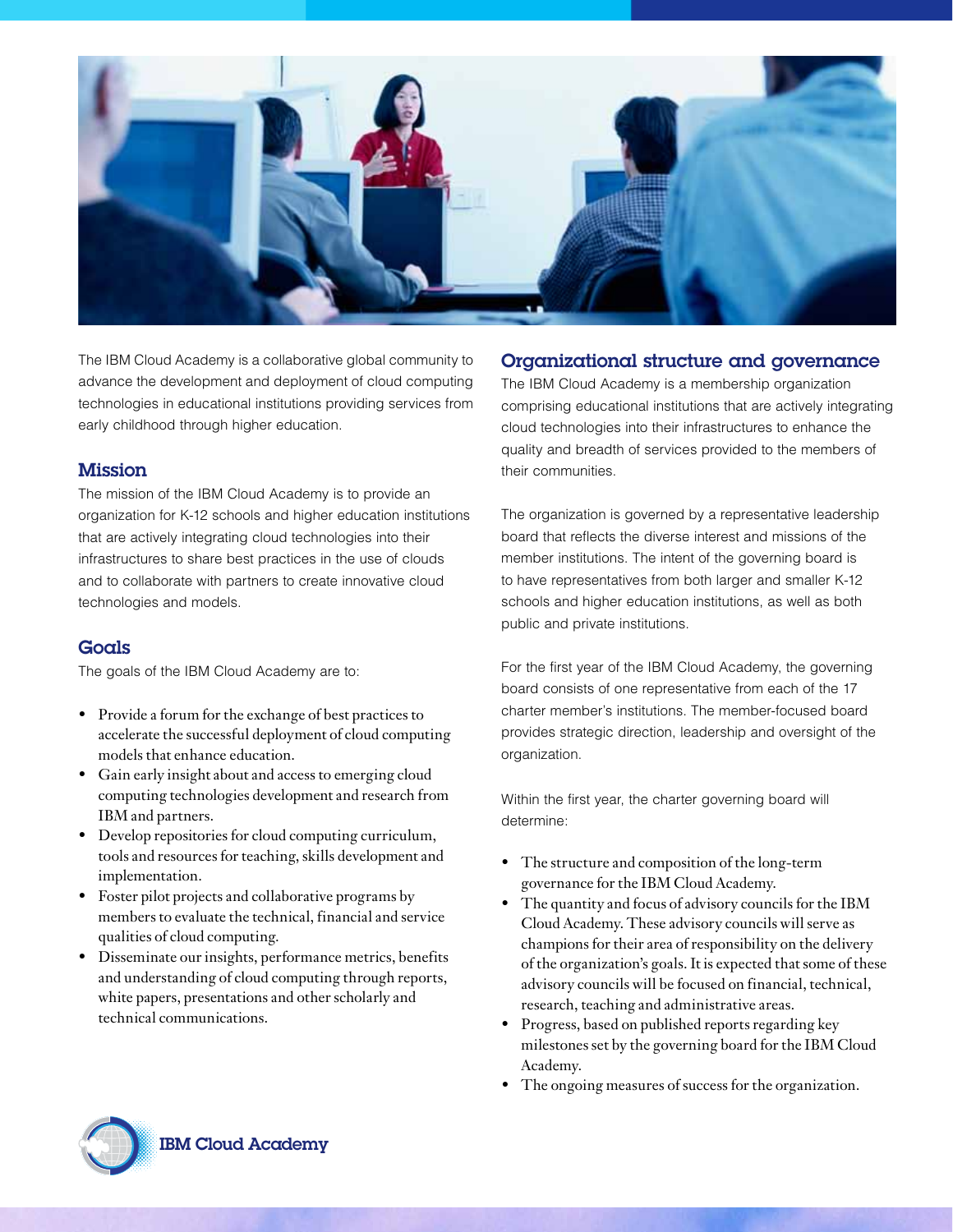The IBM Cloud Academy is a collaborative global community to advance the development and deployment of cloud computing technologies in educational institutions providing services from early childhood through higher education.

## Mission

The mission of the IBM Cloud Academy is to provide an organization for K-12 schools and higher education institutions that are actively integrating cloud technologies into their infrastructures to share best practices in the use of clouds and to collaborate with partners to create innovative cloud technologies and models.

## Goals

The goals of the IBM Cloud Academy are to:

- Provide a forum for the exchange of best practices to accelerate the successful deployment of cloud computing models that enhance education.
- Gain early insight about and access to emerging cloud computing technologies development and research from IBM and partners.
- Develop repositories for cloud computing curriculum, tools and resources for teaching, skills development and implementation.
- Foster pilot projects and collaborative programs by members to evaluate the technical, financial and service qualities of cloud computing.
- Disseminate our insights, performance metrics, benefits and understanding of cloud computing through reports, white papers, presentations and other scholarly and technical communications.

## Organizational structure and governance

The IBM Cloud Academy is a membership organization comprising educational institutions that are actively integrating cloud technologies into their infrastructures to enhance the quality and breadth of services provided to the members of their communities.

The organization is governed by a representative leadership board that reflects the diverse interest and missions of the member institutions. The intent of the governing board is to have representatives from both larger and smaller K-12 schools and higher education institutions, as well as both public and private institutions.

For the first year of the IBM Cloud Academy, the governing board consists of one representative from each of the 17 charter member's institutions. The member-focused board provides strategic direction, leadership and oversight of the organization.

Within the first year, the charter governing board will determine:

- The structure and composition of the long-term governance for the IBM Cloud Academy.
- The quantity and focus of advisory councils for the IBM Cloud Academy. These advisory councils will serve as champions for their area of responsibility on the delivery of the organization's goals. It is expected that some of these advisory councils will be focused on financial, technical, research, teaching and administrative areas.
- Progress, based on published reports regarding key milestones set by the governing board for the IBM Cloud Academy.
- The ongoing measures of success for the organization.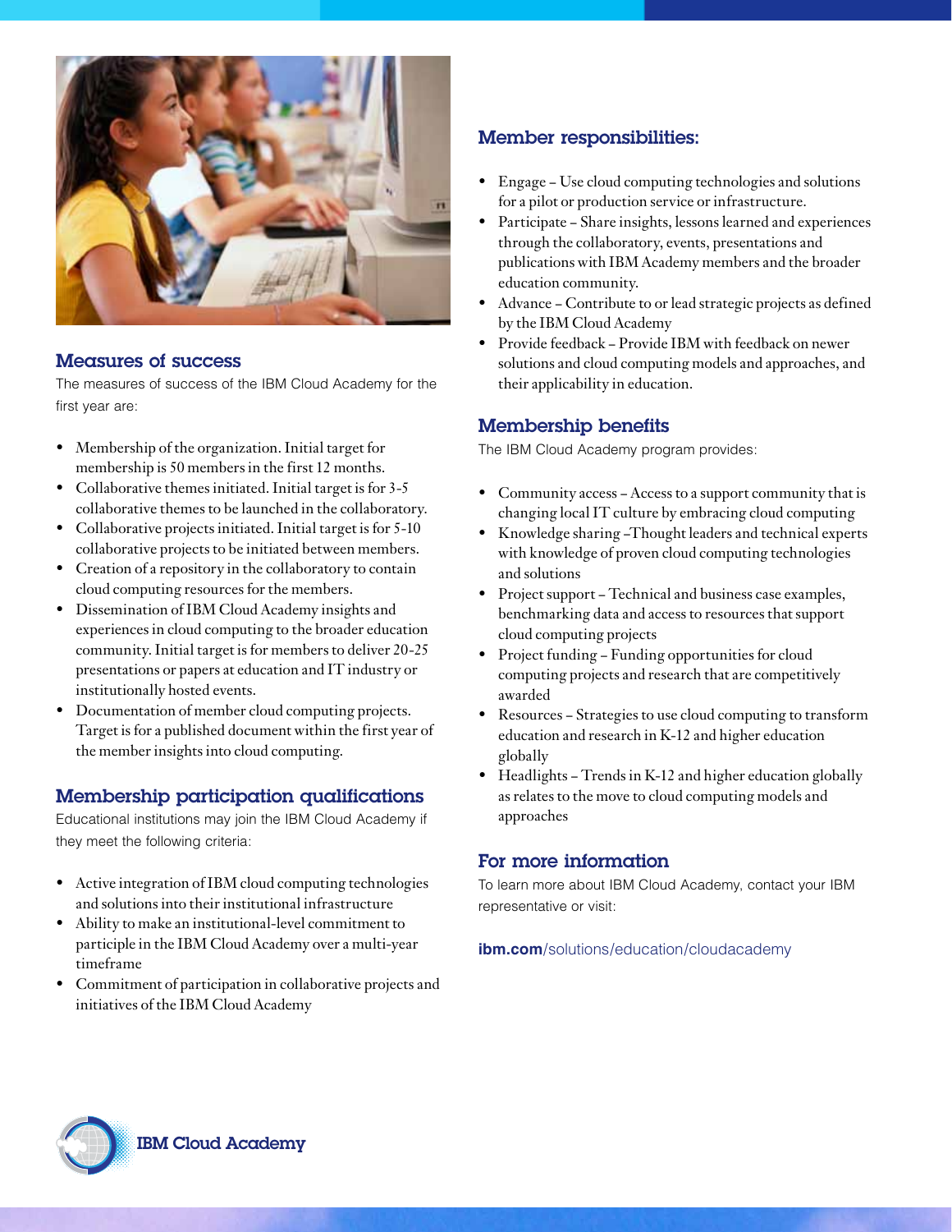## Measures of success

The measures of success of the IBM Cloud Academy for the first year are:

- Membership of the organization. Initial target for membership is 50 members in the first 12 months.
- Collaborative themes initiated. Initial target is for 3-5 collaborative themes to be launched in the collaboratory.
- Collaborative projects initiated. Initial target is for 5-10 collaborative projects to be initiated between members.
- Creation of a repository in the collaboratory to contain cloud computing resources for the members.
- Dissemination of IBM Cloud Academy insights and experiences in cloud computing to the broader education community. Initial target is for members to deliver 20-25 presentations or papers at education and IT industry or institutionally hosted events.
- Documentation of member cloud computing projects. Target is for a published document within the first year of the member insights into cloud computing.

## Membership participation qualifications

Educational institutions may join the IBM Cloud Academy if they meet the following criteria:

- Active integration of IBM cloud computing technologies and solutions into their institutional infrastructure
- Ability to make an institutional-level commitment to participle in the IBM Cloud Academy over a multi-year timeframe
- Commitment of participation in collaborative projects and initiatives of the IBM Cloud Academy

## Member responsibilities:

- Engage – Use cloud computing technologies and solutions for a pilot or production service or infrastructure.
- Participate – Share insights, lessons learned and experiences through the collaboratory, events, presentations and publications with IBM Academy members and the broader education community.
- Advance – Contribute to or lead strategic projects as defined by the IBM Cloud Academy
- Provide feedback – Provide IBM with feedback on newer solutions and cloud computing models and approaches, and their applicability in education.

## Membership benefits

The IBM Cloud Academy program provides:

- Community access – Access to a support community that is changing local IT culture by embracing cloud computing
- Knowledge sharing –Thought leaders and technical experts with knowledge of proven cloud computing technologies and solutions
- Project support – Technical and business case examples, benchmarking data and access to resources that support cloud computing projects
- Project funding – Funding opportunities for cloud computing projects and research that are competitively awarded
- Resources – Strategies to use cloud computing to transform education and research in K-12 and higher education globally
- Headlights – Trends in K-12 and higher education globally as relates to the move to cloud computing models and approaches

## For more information

To learn more about IBM Cloud Academy, contact your IBM representative or visit:

**ibm.com**/solutions/education/cloudacademy

IBM Cloud Academy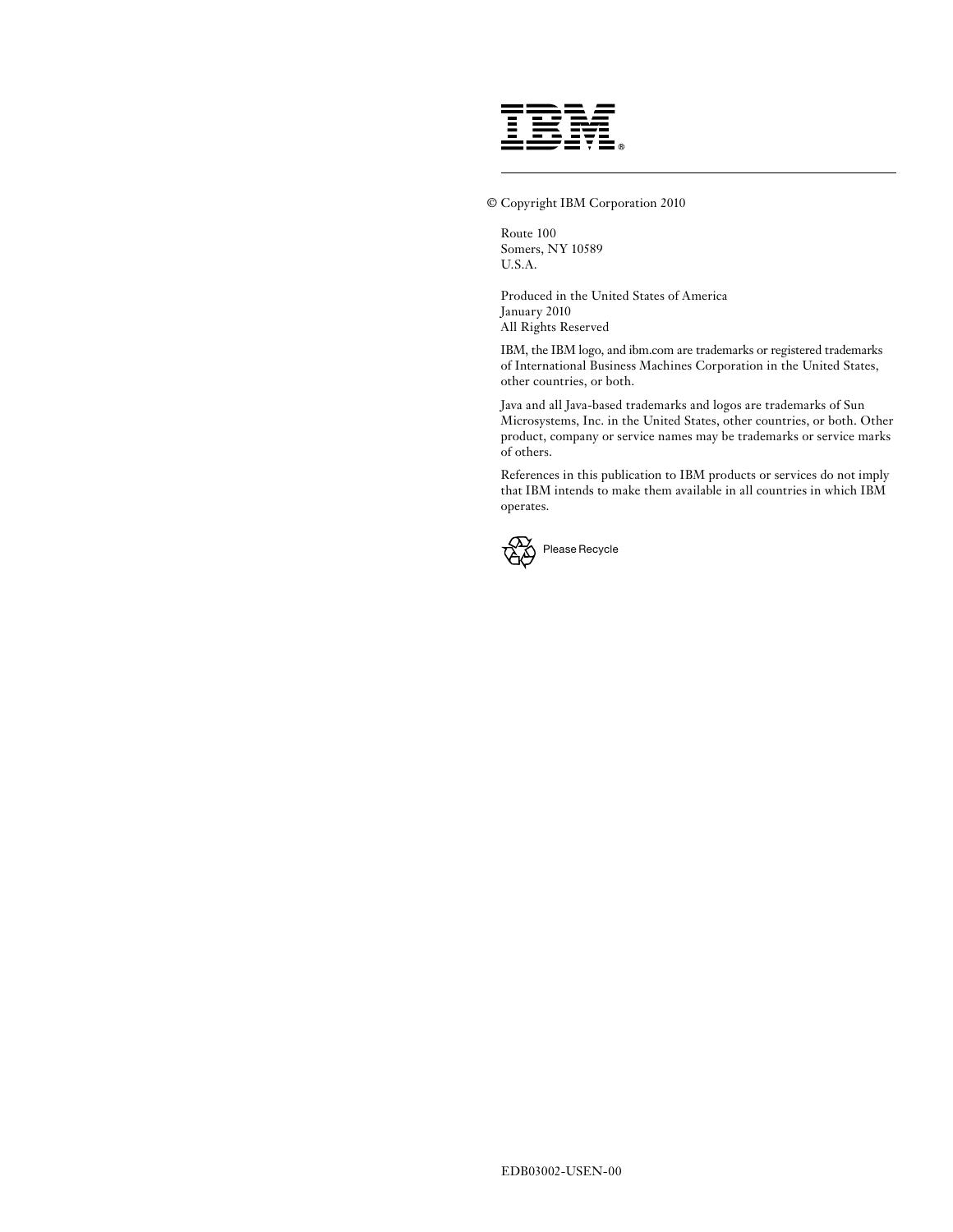© Copyright IBM Corporation 2010

Route 100
Somers, NY 10589
U.S.A.

Produced in the United States of America
January 2010
All Rights Reserved

IBM, the IBM logo, and ibm.com are trademarks or registered trademarks of International Business Machines Corporation in the United States, other countries, or both.

Java and all Java-based trademarks and logos are trademarks of Sun Microsystems, Inc. in the United States, other countries, or both. Other product, company or service names may be trademarks or service marks of others.

References in this publication to IBM products or services do not imply that IBM intends to make them available in all countries in which IBM operates.

Please Recycle

EDB03002-USEN-00